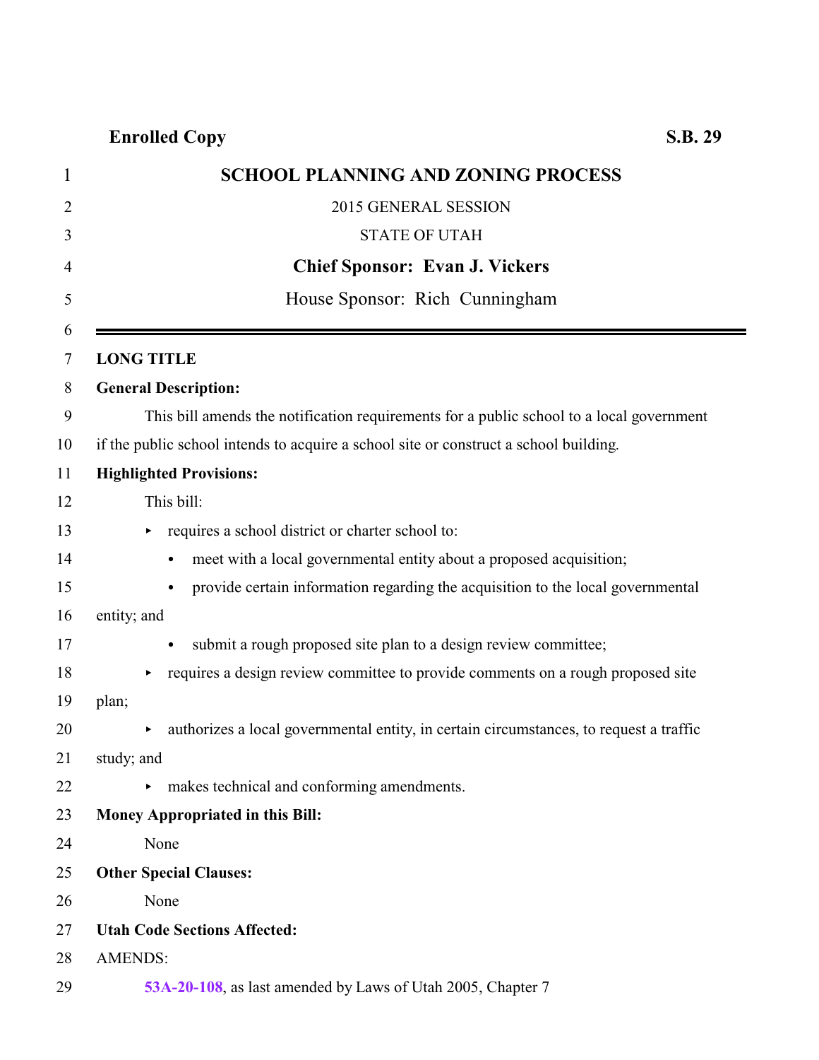**Enrolled Copy** **S.B. 29**

# SCHOOL PLANNING AND ZONING PROCESS

2015 GENERAL SESSION

STATE OF UTAH

**Chief Sponsor: Evan J. Vickers**

House Sponsor: Rich Cunningham

---

**LONG TITLE**

**General Description:**

This bill amends the notification requirements for a public school to a local government if the public school intends to acquire a school site or construct a school building.

**Highlighted Provisions:**

This bill:

- requires a school district or charter school to:
  - meet with a local governmental entity about a proposed acquisition;
  - provide certain information regarding the acquisition to the local governmental entity; and
  - submit a rough proposed site plan to a design review committee;
- requires a design review committee to provide comments on a rough proposed site plan;
- authorizes a local governmental entity, in certain circumstances, to request a traffic study; and
- makes technical and conforming amendments.

**Money Appropriated in this Bill:**

None

**Other Special Clauses:**

None

**Utah Code Sections Affected:**

AMENDS:

**53A-20-108**, as last amended by Laws of Utah 2005, Chapter 7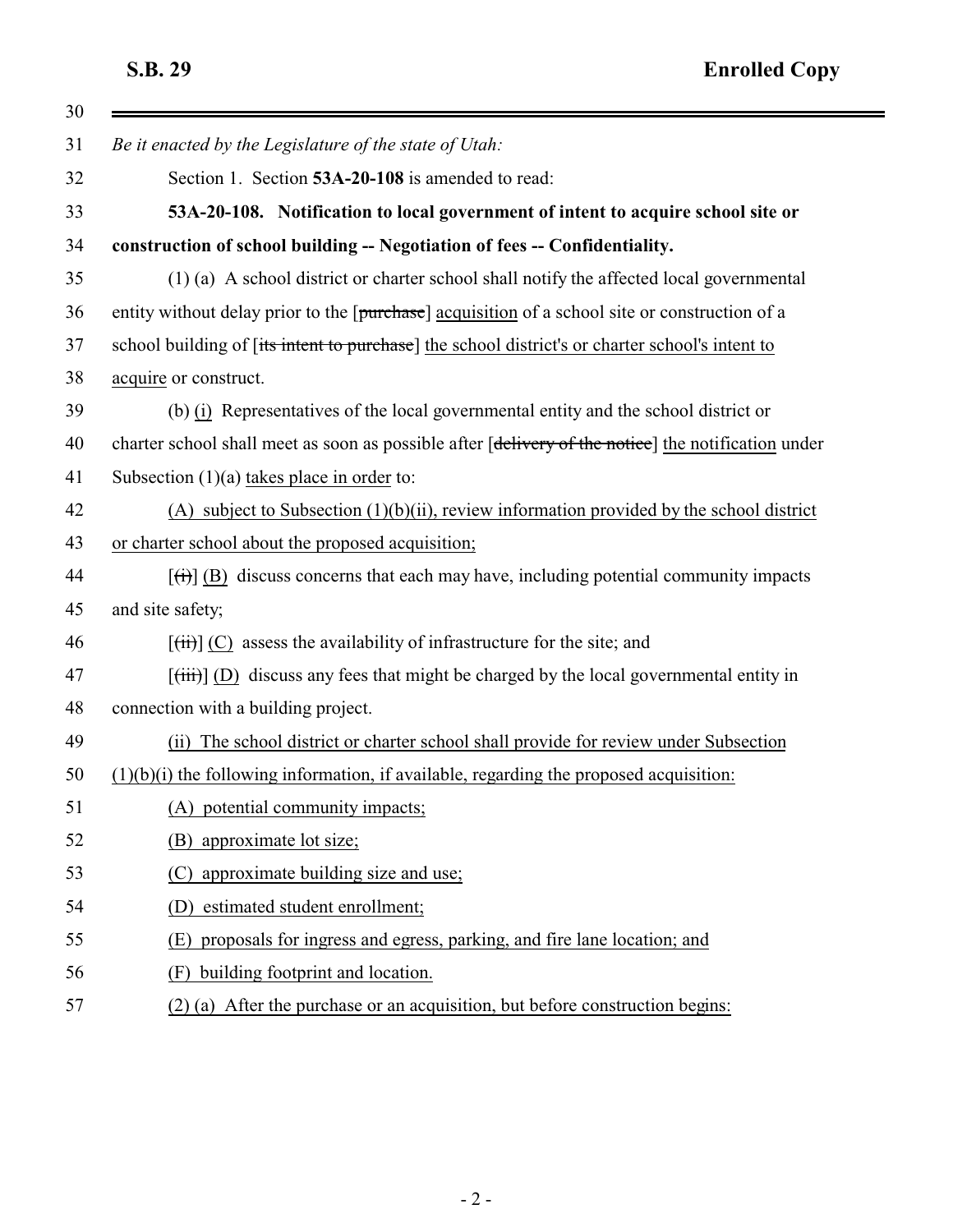*Be it enacted by the Legislature of the state of Utah:*

Section 1. Section **53A-20-108** is amended to read:

**53A-20-108. Notification to local government of intent to acquire school site or construction of school building -- Negotiation of fees -- Confidentiality.**

(1) (a) A school district or charter school shall notify the affected local governmental entity without delay prior to the [~~purchase~~] acquisition of a school site or construction of a school building of [~~its intent to purchase~~] the school district's or charter school's intent to acquire or construct.

(b) (i) Representatives of the local governmental entity and the school district or charter school shall meet as soon as possible after [~~delivery of the notice~~] the notification under Subsection (1)(a) takes place in order to:

(A) subject to Subsection (1)(b)(ii), review information provided by the school district or charter school about the proposed acquisition;

[~~(i)~~] (B) discuss concerns that each may have, including potential community impacts and site safety;

[~~(ii)~~] (C) assess the availability of infrastructure for the site; and

[~~(iii)~~] (D) discuss any fees that might be charged by the local governmental entity in connection with a building project.

(ii) The school district or charter school shall provide for review under Subsection (1)(b)(i) the following information, if available, regarding the proposed acquisition:

(A) potential community impacts;

(B) approximate lot size;

(C) approximate building size and use;

(D) estimated student enrollment;

(E) proposals for ingress and egress, parking, and fire lane location; and

(F) building footprint and location.

(2) (a) After the purchase or an acquisition, but before construction begins: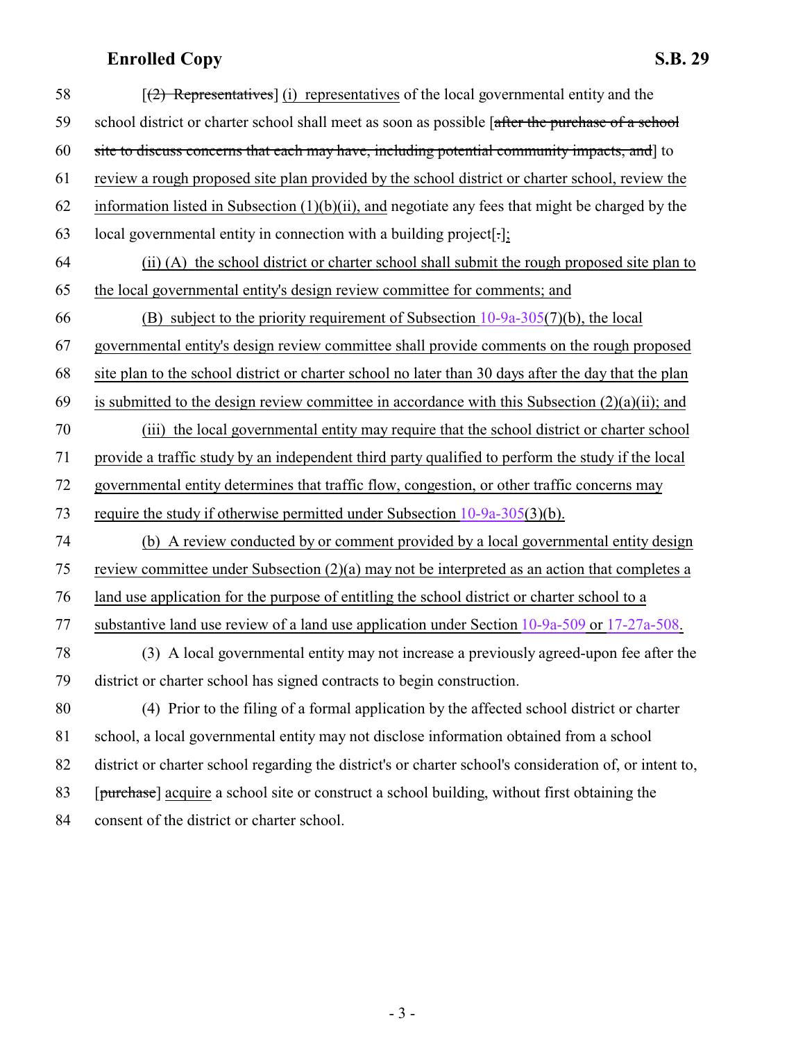58 [(2) Representatives] (i) representatives of the local governmental entity and the
59 school district or charter school shall meet as soon as possible [after the purchase of a school
60 site to discuss concerns that each may have, including potential community impacts, and] to
61 review a rough proposed site plan provided by the school district or charter school, review the
62 information listed in Subsection (1)(b)(ii), and negotiate any fees that might be charged by the
63 local governmental entity in connection with a building project[.];

64 (ii) (A) the school district or charter school shall submit the rough proposed site plan to
65 the local governmental entity's design review committee for comments; and

66 (B) subject to the priority requirement of Subsection 10-9a-305(7)(b), the local
67 governmental entity's design review committee shall provide comments on the rough proposed
68 site plan to the school district or charter school no later than 30 days after the day that the plan
69 is submitted to the design review committee in accordance with this Subsection (2)(a)(ii); and

70 (iii) the local governmental entity may require that the school district or charter school
71 provide a traffic study by an independent third party qualified to perform the study if the local
72 governmental entity determines that traffic flow, congestion, or other traffic concerns may
73 require the study if otherwise permitted under Subsection 10-9a-305(3)(b).

74 (b) A review conducted by or comment provided by a local governmental entity design
75 review committee under Subsection (2)(a) may not be interpreted as an action that completes a
76 land use application for the purpose of entitling the school district or charter school to a
77 substantive land use review of a land use application under Section 10-9a-509 or 17-27a-508.

78 (3) A local governmental entity may not increase a previously agreed-upon fee after the
79 district or charter school has signed contracts to begin construction.

80 (4) Prior to the filing of a formal application by the affected school district or charter
81 school, a local governmental entity may not disclose information obtained from a school
82 district or charter school regarding the district's or charter school's consideration of, or intent to,
83 [purchase] acquire a school site or construct a school building, without first obtaining the
84 consent of the district or charter school.